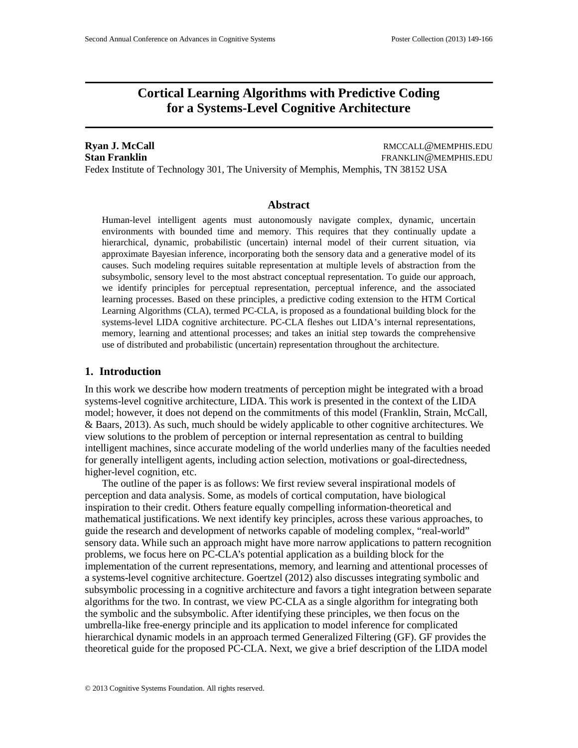# Cortical Learning Algorithms with Predictive Coding for a Systems-Level Cognitive Architecture

**Ryan J. McCall** RMCCALL@MEMPHIS.EDU
**Stan Franklin** FRANKLIN@MEMPHIS.EDU
Fedex Institute of Technology 301, The University of Memphis, Memphis, TN 38152 USA

## Abstract

Human-level intelligent agents must autonomously navigate complex, dynamic, uncertain environments with bounded time and memory. This requires that they continually update a hierarchical, dynamic, probabilistic (uncertain) internal model of their current situation, via approximate Bayesian inference, incorporating both the sensory data and a generative model of its causes. Such modeling requires suitable representation at multiple levels of abstraction from the subsymbolic, sensory level to the most abstract conceptual representation. To guide our approach, we identify principles for perceptual representation, perceptual inference, and the associated learning processes. Based on these principles, a predictive coding extension to the HTM Cortical Learning Algorithms (CLA), termed PC-CLA, is proposed as a foundational building block for the systems-level LIDA cognitive architecture. PC-CLA fleshes out LIDA's internal representations, memory, learning and attentional processes; and takes an initial step towards the comprehensive use of distributed and probabilistic (uncertain) representation throughout the architecture.

## 1. Introduction

In this work we describe how modern treatments of perception might be integrated with a broad systems-level cognitive architecture, LIDA. This work is presented in the context of the LIDA model; however, it does not depend on the commitments of this model (Franklin, Strain, McCall, & Baars, 2013). As such, much should be widely applicable to other cognitive architectures. We view solutions to the problem of perception or internal representation as central to building intelligent machines, since accurate modeling of the world underlies many of the faculties needed for generally intelligent agents, including action selection, motivations or goal-directedness, higher-level cognition, etc.

The outline of the paper is as follows: We first review several inspirational models of perception and data analysis. Some, as models of cortical computation, have biological inspiration to their credit. Others feature equally compelling information-theoretical and mathematical justifications. We next identify key principles, across these various approaches, to guide the research and development of networks capable of modeling complex, "real-world" sensory data. While such an approach might have more narrow applications to pattern recognition problems, we focus here on PC-CLA's potential application as a building block for the implementation of the current representations, memory, and learning and attentional processes of a systems-level cognitive architecture. Goertzel (2012) also discusses integrating symbolic and subsymbolic processing in a cognitive architecture and favors a tight integration between separate algorithms for the two. In contrast, we view PC-CLA as a single algorithm for integrating both the symbolic and the subsymbolic. After identifying these principles, we then focus on the umbrella-like free-energy principle and its application to model inference for complicated hierarchical dynamic models in an approach termed Generalized Filtering (GF). GF provides the theoretical guide for the proposed PC-CLA. Next, we give a brief description of the LIDA model

© 2013 Cognitive Systems Foundation. All rights reserved.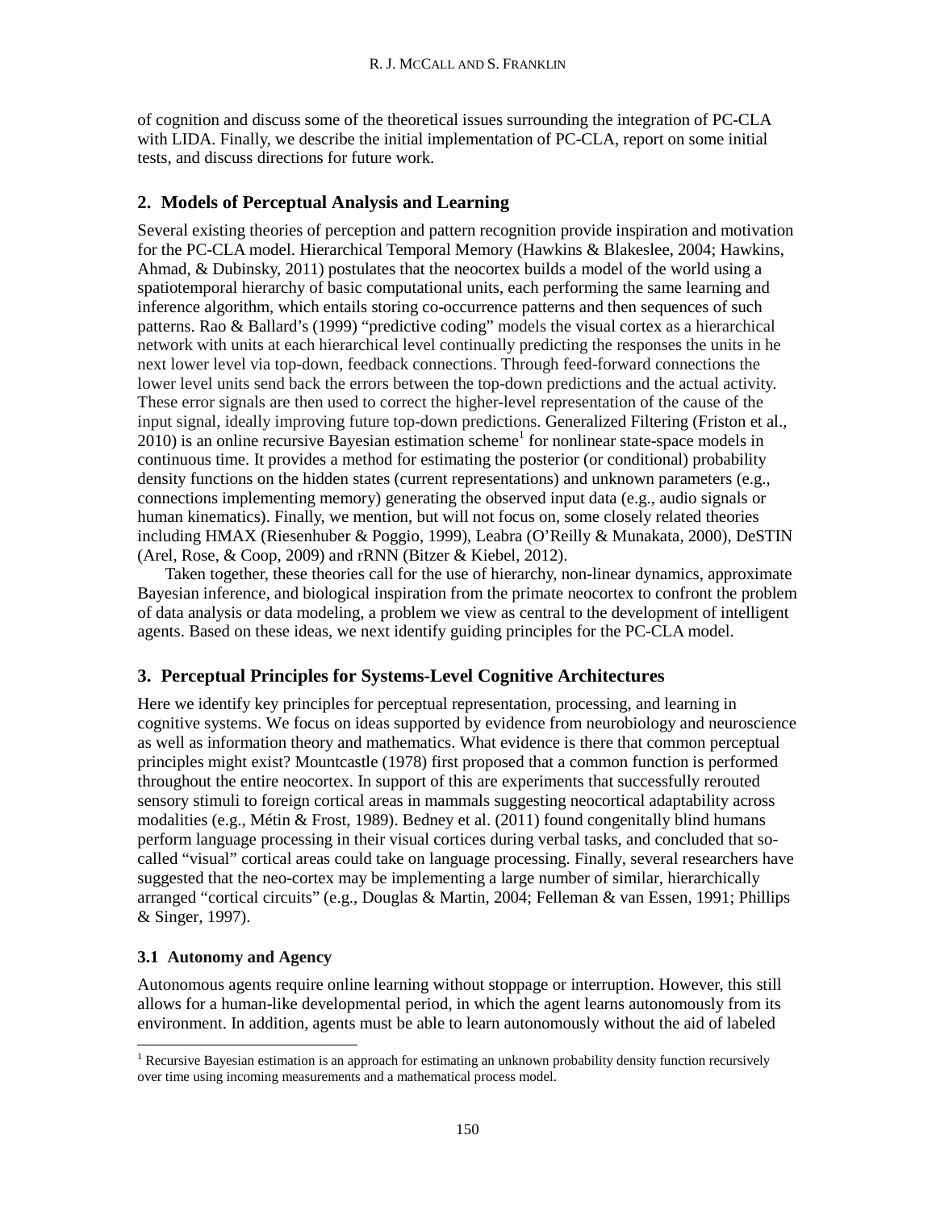of cognition and discuss some of the theoretical issues surrounding the integration of PC-CLA with LIDA. Finally, we describe the initial implementation of PC-CLA, report on some initial tests, and discuss directions for future work.

## 2. Models of Perceptual Analysis and Learning

Several existing theories of perception and pattern recognition provide inspiration and motivation for the PC-CLA model. Hierarchical Temporal Memory (Hawkins & Blakeslee, 2004; Hawkins, Ahmad, & Dubinsky, 2011) postulates that the neocortex builds a model of the world using a spatiotemporal hierarchy of basic computational units, each performing the same learning and inference algorithm, which entails storing co-occurrence patterns and then sequences of such patterns. Rao & Ballard's (1999) "predictive coding" models the visual cortex as a hierarchical network with units at each hierarchical level continually predicting the responses the units in he next lower level via top-down, feedback connections. Through feed-forward connections the lower level units send back the errors between the top-down predictions and the actual activity. These error signals are then used to correct the higher-level representation of the cause of the input signal, ideally improving future top-down predictions. Generalized Filtering (Friston et al., 2010) is an online recursive Bayesian estimation scheme[1] for nonlinear state-space models in continuous time. It provides a method for estimating the posterior (or conditional) probability density functions on the hidden states (current representations) and unknown parameters (e.g., connections implementing memory) generating the observed input data (e.g., audio signals or human kinematics). Finally, we mention, but will not focus on, some closely related theories including HMAX (Riesenhuber & Poggio, 1999), Leabra (O'Reilly & Munakata, 2000), DeSTIN (Arel, Rose, & Coop, 2009) and rRNN (Bitzer & Kiebel, 2012).

Taken together, these theories call for the use of hierarchy, non-linear dynamics, approximate Bayesian inference, and biological inspiration from the primate neocortex to confront the problem of data analysis or data modeling, a problem we view as central to the development of intelligent agents. Based on these ideas, we next identify guiding principles for the PC-CLA model.

## 3. Perceptual Principles for Systems-Level Cognitive Architectures

Here we identify key principles for perceptual representation, processing, and learning in cognitive systems. We focus on ideas supported by evidence from neurobiology and neuroscience as well as information theory and mathematics. What evidence is there that common perceptual principles might exist? Mountcastle (1978) first proposed that a common function is performed throughout the entire neocortex. In support of this are experiments that successfully rerouted sensory stimuli to foreign cortical areas in mammals suggesting neocortical adaptability across modalities (e.g., Métin & Frost, 1989). Bedney et al. (2011) found congenitally blind humans perform language processing in their visual cortices during verbal tasks, and concluded that so-called "visual" cortical areas could take on language processing. Finally, several researchers have suggested that the neo-cortex may be implementing a large number of similar, hierarchically arranged "cortical circuits" (e.g., Douglas & Martin, 2004; Felleman & van Essen, 1991; Phillips & Singer, 1997).

### 3.1 Autonomy and Agency

Autonomous agents require online learning without stoppage or interruption. However, this still allows for a human-like developmental period, in which the agent learns autonomously from its environment. In addition, agents must be able to learn autonomously without the aid of labeled

[1] Recursive Bayesian estimation is an approach for estimating an unknown probability density function recursively over time using incoming measurements and a mathematical process model.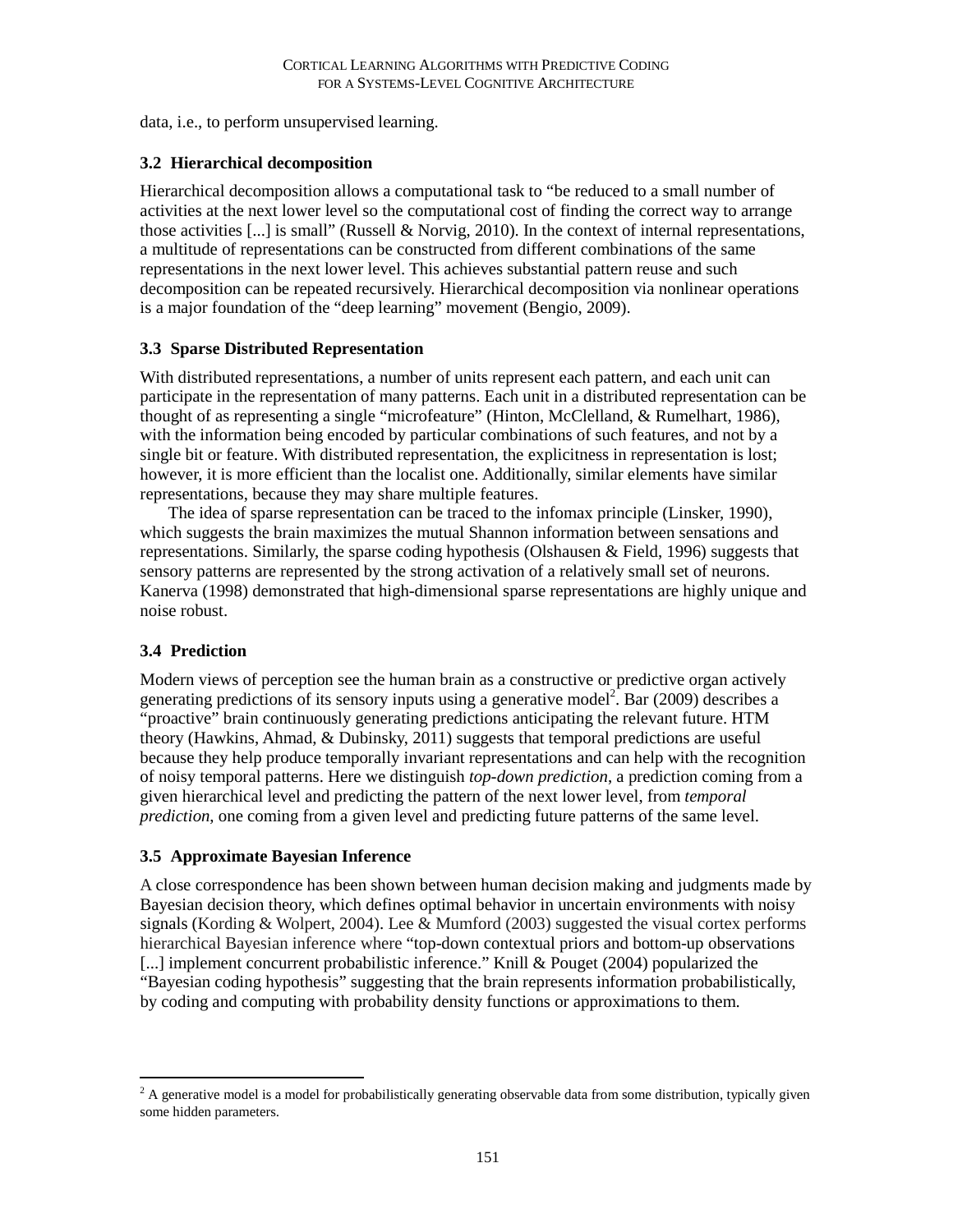data, i.e., to perform unsupervised learning.

### 3.2 Hierarchical decomposition

Hierarchical decomposition allows a computational task to "be reduced to a small number of activities at the next lower level so the computational cost of finding the correct way to arrange those activities [...] is small" (Russell & Norvig, 2010). In the context of internal representations, a multitude of representations can be constructed from different combinations of the same representations in the next lower level. This achieves substantial pattern reuse and such decomposition can be repeated recursively. Hierarchical decomposition via nonlinear operations is a major foundation of the "deep learning" movement (Bengio, 2009).

### 3.3 Sparse Distributed Representation

With distributed representations, a number of units represent each pattern, and each unit can participate in the representation of many patterns. Each unit in a distributed representation can be thought of as representing a single "microfeature" (Hinton, McClelland, & Rumelhart, 1986), with the information being encoded by particular combinations of such features, and not by a single bit or feature. With distributed representation, the explicitness in representation is lost; however, it is more efficient than the localist one. Additionally, similar elements have similar representations, because they may share multiple features.

The idea of sparse representation can be traced to the infomax principle (Linsker, 1990), which suggests the brain maximizes the mutual Shannon information between sensations and representations. Similarly, the sparse coding hypothesis (Olshausen & Field, 1996) suggests that sensory patterns are represented by the strong activation of a relatively small set of neurons. Kanerva (1998) demonstrated that high-dimensional sparse representations are highly unique and noise robust.

### 3.4 Prediction

Modern views of perception see the human brain as a constructive or predictive organ actively generating predictions of its sensory inputs using a generative model[2]. Bar (2009) describes a "proactive" brain continuously generating predictions anticipating the relevant future. HTM theory (Hawkins, Ahmad, & Dubinsky, 2011) suggests that temporal predictions are useful because they help produce temporally invariant representations and can help with the recognition of noisy temporal patterns. Here we distinguish *top-down prediction*, a prediction coming from a given hierarchical level and predicting the pattern of the next lower level, from *temporal prediction*, one coming from a given level and predicting future patterns of the same level.

### 3.5 Approximate Bayesian Inference

A close correspondence has been shown between human decision making and judgments made by Bayesian decision theory, which defines optimal behavior in uncertain environments with noisy signals (Kording & Wolpert, 2004). Lee & Mumford (2003) suggested the visual cortex performs hierarchical Bayesian inference where "top-down contextual priors and bottom-up observations [...] implement concurrent probabilistic inference." Knill & Pouget (2004) popularized the "Bayesian coding hypothesis" suggesting that the brain represents information probabilistically, by coding and computing with probability density functions or approximations to them.

---

[2] A generative model is a model for probabilistically generating observable data from some distribution, typically given some hidden parameters.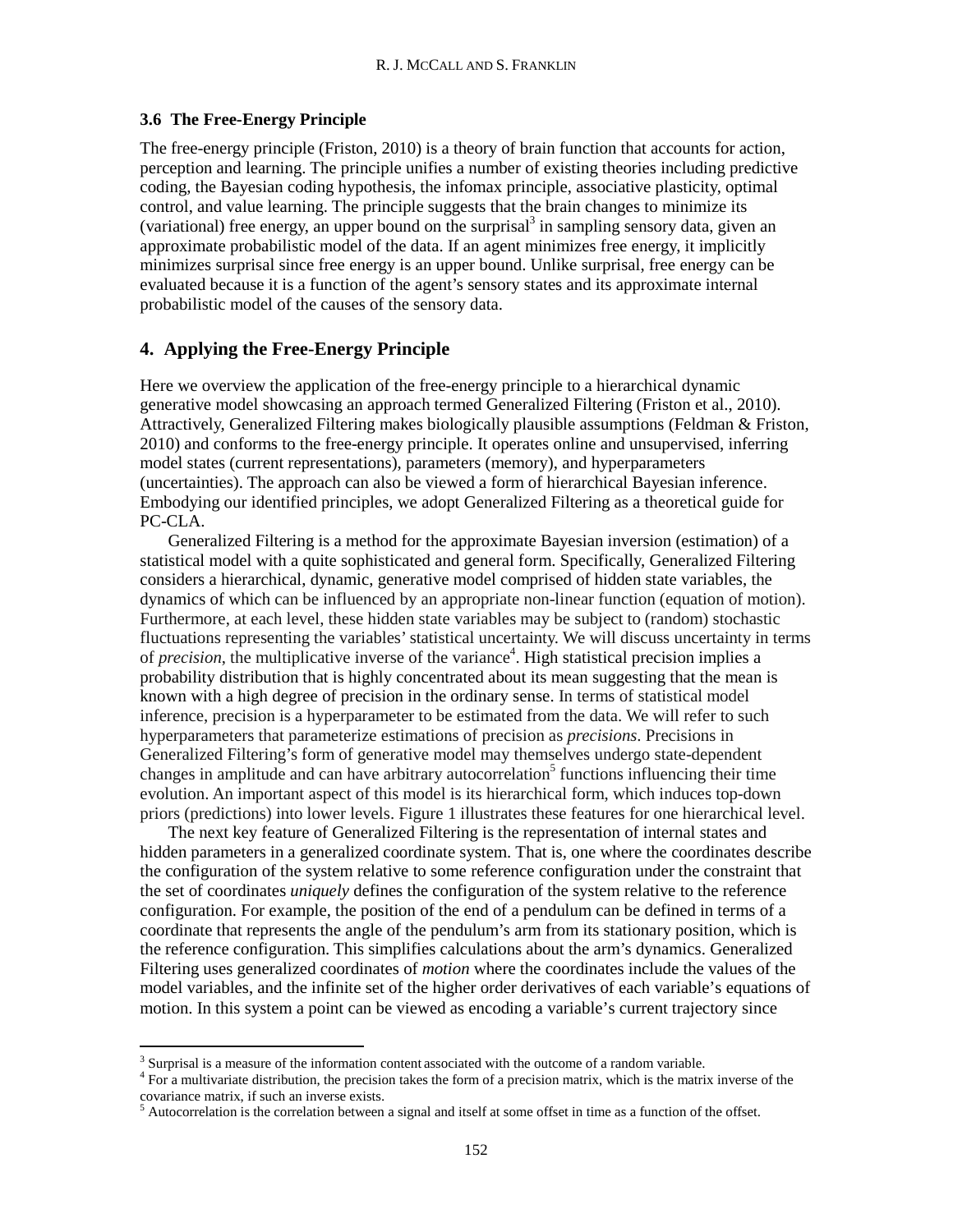### 3.6 The Free-Energy Principle

The free-energy principle (Friston, 2010) is a theory of brain function that accounts for action, perception and learning. The principle unifies a number of existing theories including predictive coding, the Bayesian coding hypothesis, the infomax principle, associative plasticity, optimal control, and value learning. The principle suggests that the brain changes to minimize its (variational) free energy, an upper bound on the surprisal[3] in sampling sensory data, given an approximate probabilistic model of the data. If an agent minimizes free energy, it implicitly minimizes surprisal since free energy is an upper bound. Unlike surprisal, free energy can be evaluated because it is a function of the agent's sensory states and its approximate internal probabilistic model of the causes of the sensory data.

## 4. Applying the Free-Energy Principle

Here we overview the application of the free-energy principle to a hierarchical dynamic generative model showcasing an approach termed Generalized Filtering (Friston et al., 2010). Attractively, Generalized Filtering makes biologically plausible assumptions (Feldman & Friston, 2010) and conforms to the free-energy principle. It operates online and unsupervised, inferring model states (current representations), parameters (memory), and hyperparameters (uncertainties). The approach can also be viewed a form of hierarchical Bayesian inference. Embodying our identified principles, we adopt Generalized Filtering as a theoretical guide for PC-CLA.

Generalized Filtering is a method for the approximate Bayesian inversion (estimation) of a statistical model with a quite sophisticated and general form. Specifically, Generalized Filtering considers a hierarchical, dynamic, generative model comprised of hidden state variables, the dynamics of which can be influenced by an appropriate non-linear function (equation of motion). Furthermore, at each level, these hidden state variables may be subject to (random) stochastic fluctuations representing the variables' statistical uncertainty. We will discuss uncertainty in terms of *precision*, the multiplicative inverse of the variance[4]. High statistical precision implies a probability distribution that is highly concentrated about its mean suggesting that the mean is known with a high degree of precision in the ordinary sense. In terms of statistical model inference, precision is a hyperparameter to be estimated from the data. We will refer to such hyperparameters that parameterize estimations of precision as *precisions*. Precisions in Generalized Filtering's form of generative model may themselves undergo state-dependent changes in amplitude and can have arbitrary autocorrelation[5] functions influencing their time evolution. An important aspect of this model is its hierarchical form, which induces top-down priors (predictions) into lower levels. Figure 1 illustrates these features for one hierarchical level.

The next key feature of Generalized Filtering is the representation of internal states and hidden parameters in a generalized coordinate system. That is, one where the coordinates describe the configuration of the system relative to some reference configuration under the constraint that the set of coordinates *uniquely* defines the configuration of the system relative to the reference configuration. For example, the position of the end of a pendulum can be defined in terms of a coordinate that represents the angle of the pendulum's arm from its stationary position, which is the reference configuration. This simplifies calculations about the arm's dynamics. Generalized Filtering uses generalized coordinates of *motion* where the coordinates include the values of the model variables, and the infinite set of the higher order derivatives of each variable's equations of motion. In this system a point can be viewed as encoding a variable's current trajectory since

---

[3] Surprisal is a measure of the information content associated with the outcome of a random variable.

[4] For a multivariate distribution, the precision takes the form of a precision matrix, which is the matrix inverse of the covariance matrix, if such an inverse exists.

[5] Autocorrelation is the correlation between a signal and itself at some offset in time as a function of the offset.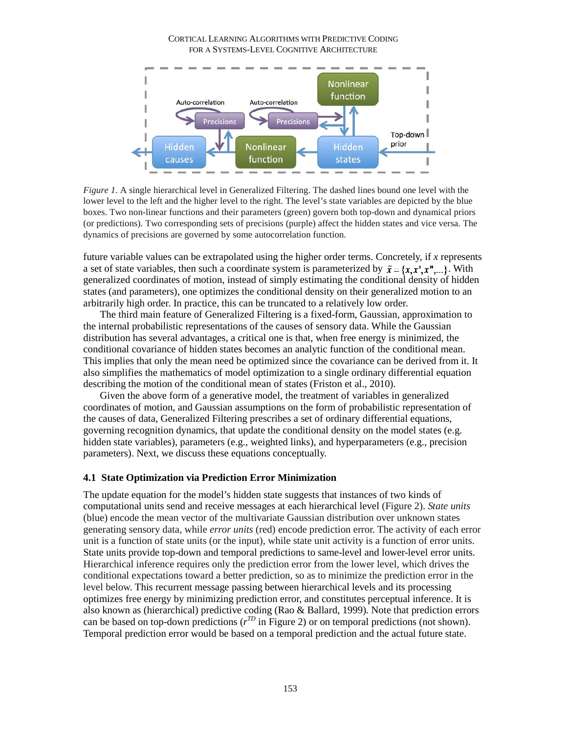*Figure 1*. A single hierarchical level in Generalized Filtering. The dashed lines bound one level with the lower level to the left and the higher level to the right. The level's state variables are depicted by the blue boxes. Two non-linear functions and their parameters (green) govern both top-down and dynamical priors (or predictions). Two corresponding sets of precisions (purple) affect the hidden states and vice versa. The dynamics of precisions are governed by some autocorrelation function.

future variable values can be extrapolated using the higher order terms. Concretely, if $x$ represents a set of state variables, then such a coordinate system is parameterized by $\tilde{x} = \{x, x', x'', ...\}$. With generalized coordinates of motion, instead of simply estimating the conditional density of hidden states (and parameters), one optimizes the conditional density on their generalized motion to an arbitrarily high order. In practice, this can be truncated to a relatively low order.

The third main feature of Generalized Filtering is a fixed-form, Gaussian, approximation to the internal probabilistic representations of the causes of sensory data. While the Gaussian distribution has several advantages, a critical one is that, when free energy is minimized, the conditional covariance of hidden states becomes an analytic function of the conditional mean. This implies that only the mean need be optimized since the covariance can be derived from it. It also simplifies the mathematics of model optimization to a single ordinary differential equation describing the motion of the conditional mean of states (Friston et al., 2010).

Given the above form of a generative model, the treatment of variables in generalized coordinates of motion, and Gaussian assumptions on the form of probabilistic representation of the causes of data, Generalized Filtering prescribes a set of ordinary differential equations, governing recognition dynamics, that update the conditional density on the model states (e.g. hidden state variables), parameters (e.g., weighted links), and hyperparameters (e.g., precision parameters). Next, we discuss these equations conceptually.

### 4.1 State Optimization via Prediction Error Minimization

The update equation for the model's hidden state suggests that instances of two kinds of computational units send and receive messages at each hierarchical level (Figure 2). *State units* (blue) encode the mean vector of the multivariate Gaussian distribution over unknown states generating sensory data, while *error units* (red) encode prediction error. The activity of each error unit is a function of state units (or the input), while state unit activity is a function of error units. State units provide top-down and temporal predictions to same-level and lower-level error units. Hierarchical inference requires only the prediction error from the lower level, which drives the conditional expectations toward a better prediction, so as to minimize the prediction error in the level below. This recurrent message passing between hierarchical levels and its processing optimizes free energy by minimizing prediction error, and constitutes perceptual inference. It is also known as (hierarchical) predictive coding (Rao & Ballard, 1999). Note that prediction errors can be based on top-down predictions ($r^{TD}$ in Figure 2) or on temporal predictions (not shown). Temporal prediction error would be based on a temporal prediction and the actual future state.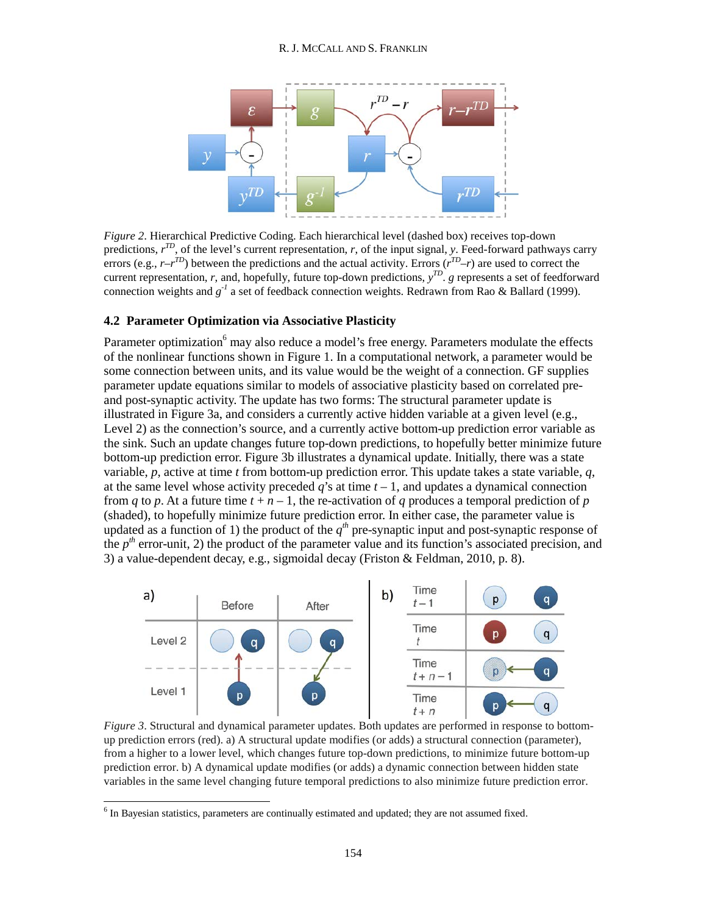*Figure 2*. Hierarchical Predictive Coding. Each hierarchical level (dashed box) receives top-down predictions, $r^{TD}$, of the level's current representation, $r$, of the input signal, $y$. Feed-forward pathways carry errors (e.g., $r–r^{TD}$) between the predictions and the actual activity. Errors ($r^{TD}–r$) are used to correct the current representation, $r$, and, hopefully, future top-down predictions, $y^{TD}$. $g$ represents a set of feedforward connection weights and $g^{-1}$ a set of feedback connection weights. Redrawn from Rao & Ballard (1999).

### 4.2 Parameter Optimization via Associative Plasticity

Parameter optimization[6] may also reduce a model's free energy. Parameters modulate the effects of the nonlinear functions shown in Figure 1. In a computational network, a parameter would be some connection between units, and its value would be the weight of a connection. GF supplies parameter update equations similar to models of associative plasticity based on correlated pre- and post-synaptic activity. The update has two forms: The structural parameter update is illustrated in Figure 3a, and considers a currently active hidden variable at a given level (e.g., Level 2) as the connection's source, and a currently active bottom-up prediction error variable as the sink. Such an update changes future top-down predictions, to hopefully better minimize future bottom-up prediction error. Figure 3b illustrates a dynamical update. Initially, there was a state variable, $p$, active at time $t$ from bottom-up prediction error. This update takes a state variable, $q$, at the same level whose activity preceded $q$'s at time $t – 1$, and updates a dynamical connection from $q$ to $p$. At a future time $t + n – 1$, the re-activation of $q$ produces a temporal prediction of $p$ (shaded), to hopefully minimize future prediction error. In either case, the parameter value is updated as a function of 1) the product of the $q^{th}$ pre-synaptic input and post-synaptic response of the $p^{th}$ error-unit, 2) the product of the parameter value and its function's associated precision, and 3) a value-dependent decay, e.g., sigmoidal decay (Friston & Feldman, 2010, p. 8).

*Figure 3*. Structural and dynamical parameter updates. Both updates are performed in response to bottom-up prediction errors (red). a) A structural update modifies (or adds) a structural connection (parameter), from a higher to a lower level, which changes future top-down predictions, to minimize future bottom-up prediction error. b) A dynamical update modifies (or adds) a dynamic connection between hidden state variables in the same level changing future temporal predictions to also minimize future prediction error.

[6] In Bayesian statistics, parameters are continually estimated and updated; they are not assumed fixed.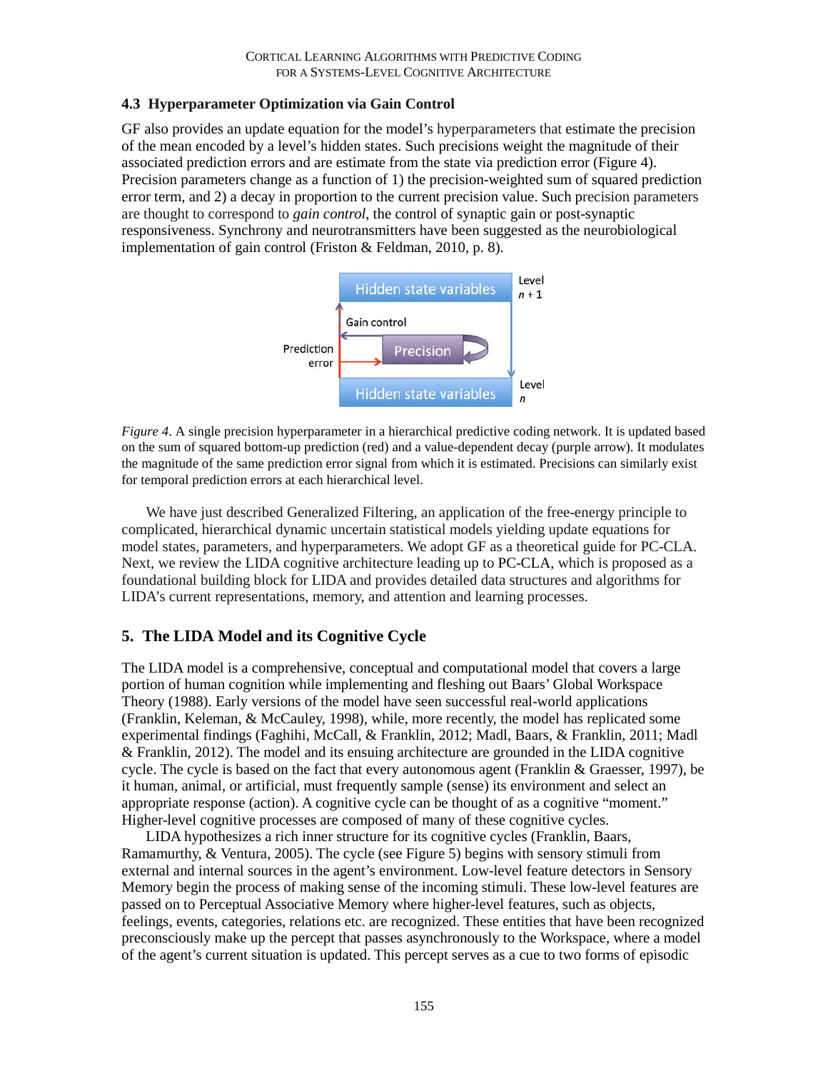### 4.3 Hyperparameter Optimization via Gain Control

GF also provides an update equation for the model's hyperparameters that estimate the precision of the mean encoded by a level's hidden states. Such precisions weight the magnitude of their associated prediction errors and are estimate from the state via prediction error (Figure 4). Precision parameters change as a function of 1) the precision-weighted sum of squared prediction error term, and 2) a decay in proportion to the current precision value. Such precision parameters are thought to correspond to *gain control*, the control of synaptic gain or post-synaptic responsiveness. Synchrony and neurotransmitters have been suggested as the neurobiological implementation of gain control (Friston & Feldman, 2010, p. 8).

*Figure 4*. A single precision hyperparameter in a hierarchical predictive coding network. It is updated based on the sum of squared bottom-up prediction (red) and a value-dependent decay (purple arrow). It modulates the magnitude of the same prediction error signal from which it is estimated. Precisions can similarly exist for temporal prediction errors at each hierarchical level.

We have just described Generalized Filtering, an application of the free-energy principle to complicated, hierarchical dynamic uncertain statistical models yielding update equations for model states, parameters, and hyperparameters. We adopt GF as a theoretical guide for PC-CLA. Next, we review the LIDA cognitive architecture leading up to PC-CLA, which is proposed as a foundational building block for LIDA and provides detailed data structures and algorithms for LIDA's current representations, memory, and attention and learning processes.

## 5. The LIDA Model and its Cognitive Cycle

The LIDA model is a comprehensive, conceptual and computational model that covers a large portion of human cognition while implementing and fleshing out Baars' Global Workspace Theory (1988). Early versions of the model have seen successful real-world applications (Franklin, Keleman, & McCauley, 1998), while, more recently, the model has replicated some experimental findings (Faghihi, McCall, & Franklin, 2012; Madl, Baars, & Franklin, 2011; Madl & Franklin, 2012). The model and its ensuing architecture are grounded in the LIDA cognitive cycle. The cycle is based on the fact that every autonomous agent (Franklin & Graesser, 1997), be it human, animal, or artificial, must frequently sample (sense) its environment and select an appropriate response (action). A cognitive cycle can be thought of as a cognitive "moment." Higher-level cognitive processes are composed of many of these cognitive cycles.

LIDA hypothesizes a rich inner structure for its cognitive cycles (Franklin, Baars, Ramamurthy, & Ventura, 2005). The cycle (see Figure 5) begins with sensory stimuli from external and internal sources in the agent's environment. Low-level feature detectors in Sensory Memory begin the process of making sense of the incoming stimuli. These low-level features are passed on to Perceptual Associative Memory where higher-level features, such as objects, feelings, events, categories, relations etc. are recognized. These entities that have been recognized preconsciously make up the percept that passes asynchronously to the Workspace, where a model of the agent's current situation is updated. This percept serves as a cue to two forms of episodic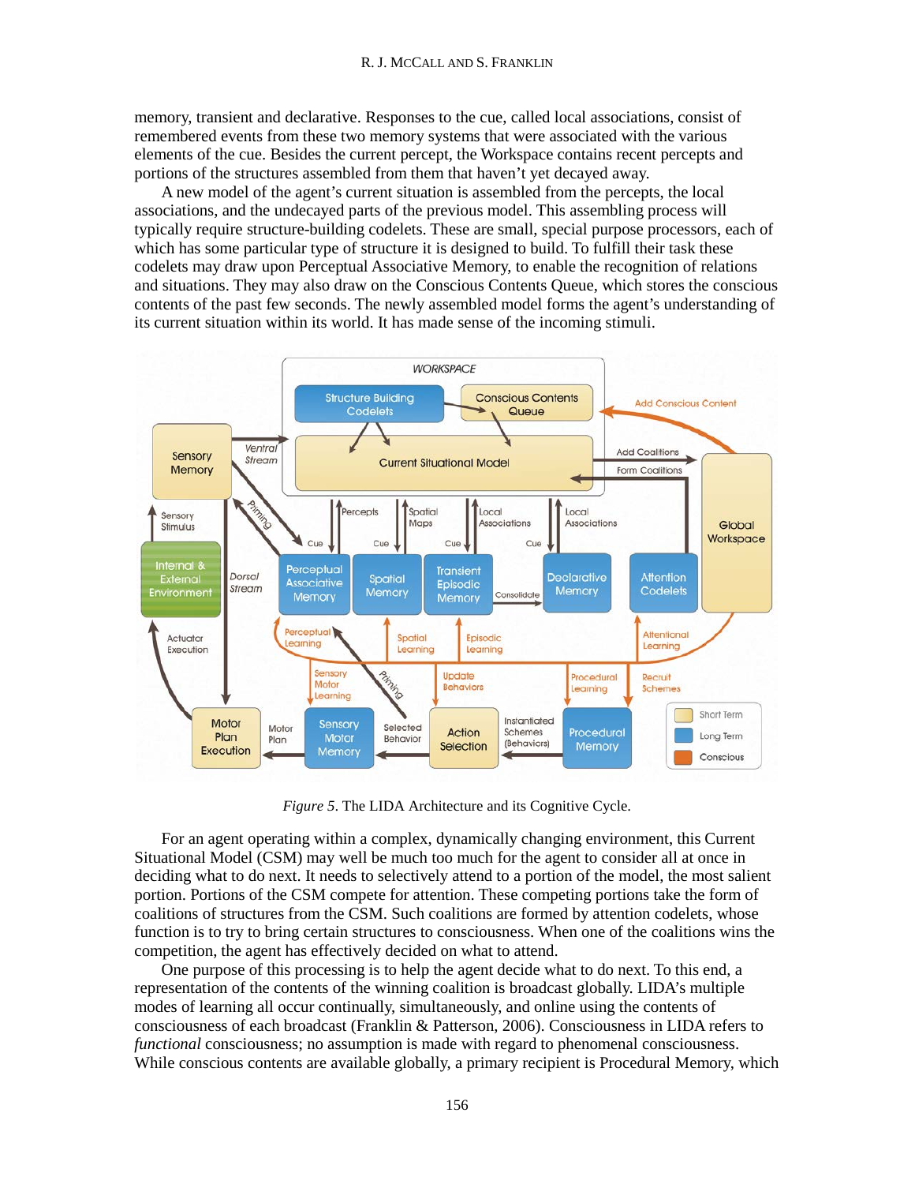memory, transient and declarative. Responses to the cue, called local associations, consist of remembered events from these two memory systems that were associated with the various elements of the cue. Besides the current percept, the Workspace contains recent percepts and portions of the structures assembled from them that haven't yet decayed away.

A new model of the agent's current situation is assembled from the percepts, the local associations, and the undecayed parts of the previous model. This assembling process will typically require structure-building codelets. These are small, special purpose processors, each of which has some particular type of structure it is designed to build. To fulfill their task these codelets may draw upon Perceptual Associative Memory, to enable the recognition of relations and situations. They may also draw on the Conscious Contents Queue, which stores the conscious contents of the past few seconds. The newly assembled model forms the agent's understanding of its current situation within its world. It has made sense of the incoming stimuli.

*Figure 5*. The LIDA Architecture and its Cognitive Cycle.

For an agent operating within a complex, dynamically changing environment, this Current Situational Model (CSM) may well be much too much for the agent to consider all at once in deciding what to do next. It needs to selectively attend to a portion of the model, the most salient portion. Portions of the CSM compete for attention. These competing portions take the form of coalitions of structures from the CSM. Such coalitions are formed by attention codelets, whose function is to try to bring certain structures to consciousness. When one of the coalitions wins the competition, the agent has effectively decided on what to attend.

One purpose of this processing is to help the agent decide what to do next. To this end, a representation of the contents of the winning coalition is broadcast globally. LIDA's multiple modes of learning all occur continually, simultaneously, and online using the contents of consciousness of each broadcast (Franklin & Patterson, 2006). Consciousness in LIDA refers to *functional* consciousness; no assumption is made with regard to phenomenal consciousness. While conscious contents are available globally, a primary recipient is Procedural Memory, which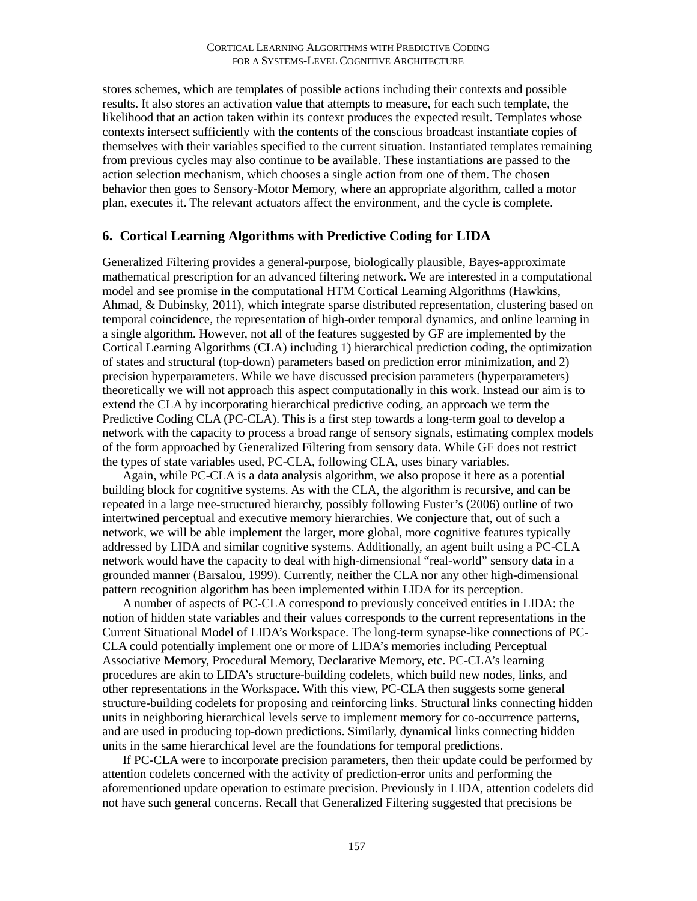stores schemes, which are templates of possible actions including their contexts and possible results. It also stores an activation value that attempts to measure, for each such template, the likelihood that an action taken within its context produces the expected result. Templates whose contexts intersect sufficiently with the contents of the conscious broadcast instantiate copies of themselves with their variables specified to the current situation. Instantiated templates remaining from previous cycles may also continue to be available. These instantiations are passed to the action selection mechanism, which chooses a single action from one of them. The chosen behavior then goes to Sensory-Motor Memory, where an appropriate algorithm, called a motor plan, executes it. The relevant actuators affect the environment, and the cycle is complete.

## 6. Cortical Learning Algorithms with Predictive Coding for LIDA

Generalized Filtering provides a general-purpose, biologically plausible, Bayes-approximate mathematical prescription for an advanced filtering network. We are interested in a computational model and see promise in the computational HTM Cortical Learning Algorithms (Hawkins, Ahmad, & Dubinsky, 2011), which integrate sparse distributed representation, clustering based on temporal coincidence, the representation of high-order temporal dynamics, and online learning in a single algorithm. However, not all of the features suggested by GF are implemented by the Cortical Learning Algorithms (CLA) including 1) hierarchical prediction coding, the optimization of states and structural (top-down) parameters based on prediction error minimization, and 2) precision hyperparameters. While we have discussed precision parameters (hyperparameters) theoretically we will not approach this aspect computationally in this work. Instead our aim is to extend the CLA by incorporating hierarchical predictive coding, an approach we term the Predictive Coding CLA (PC-CLA). This is a first step towards a long-term goal to develop a network with the capacity to process a broad range of sensory signals, estimating complex models of the form approached by Generalized Filtering from sensory data. While GF does not restrict the types of state variables used, PC-CLA, following CLA, uses binary variables.

Again, while PC-CLA is a data analysis algorithm, we also propose it here as a potential building block for cognitive systems. As with the CLA, the algorithm is recursive, and can be repeated in a large tree-structured hierarchy, possibly following Fuster's (2006) outline of two intertwined perceptual and executive memory hierarchies. We conjecture that, out of such a network, we will be able implement the larger, more global, more cognitive features typically addressed by LIDA and similar cognitive systems. Additionally, an agent built using a PC-CLA network would have the capacity to deal with high-dimensional "real-world" sensory data in a grounded manner (Barsalou, 1999). Currently, neither the CLA nor any other high-dimensional pattern recognition algorithm has been implemented within LIDA for its perception.

A number of aspects of PC-CLA correspond to previously conceived entities in LIDA: the notion of hidden state variables and their values corresponds to the current representations in the Current Situational Model of LIDA's Workspace. The long-term synapse-like connections of PC-CLA could potentially implement one or more of LIDA's memories including Perceptual Associative Memory, Procedural Memory, Declarative Memory, etc. PC-CLA's learning procedures are akin to LIDA's structure-building codelets, which build new nodes, links, and other representations in the Workspace. With this view, PC-CLA then suggests some general structure-building codelets for proposing and reinforcing links. Structural links connecting hidden units in neighboring hierarchical levels serve to implement memory for co-occurrence patterns, and are used in producing top-down predictions. Similarly, dynamical links connecting hidden units in the same hierarchical level are the foundations for temporal predictions.

If PC-CLA were to incorporate precision parameters, then their update could be performed by attention codelets concerned with the activity of prediction-error units and performing the aforementioned update operation to estimate precision. Previously in LIDA, attention codelets did not have such general concerns. Recall that Generalized Filtering suggested that precisions be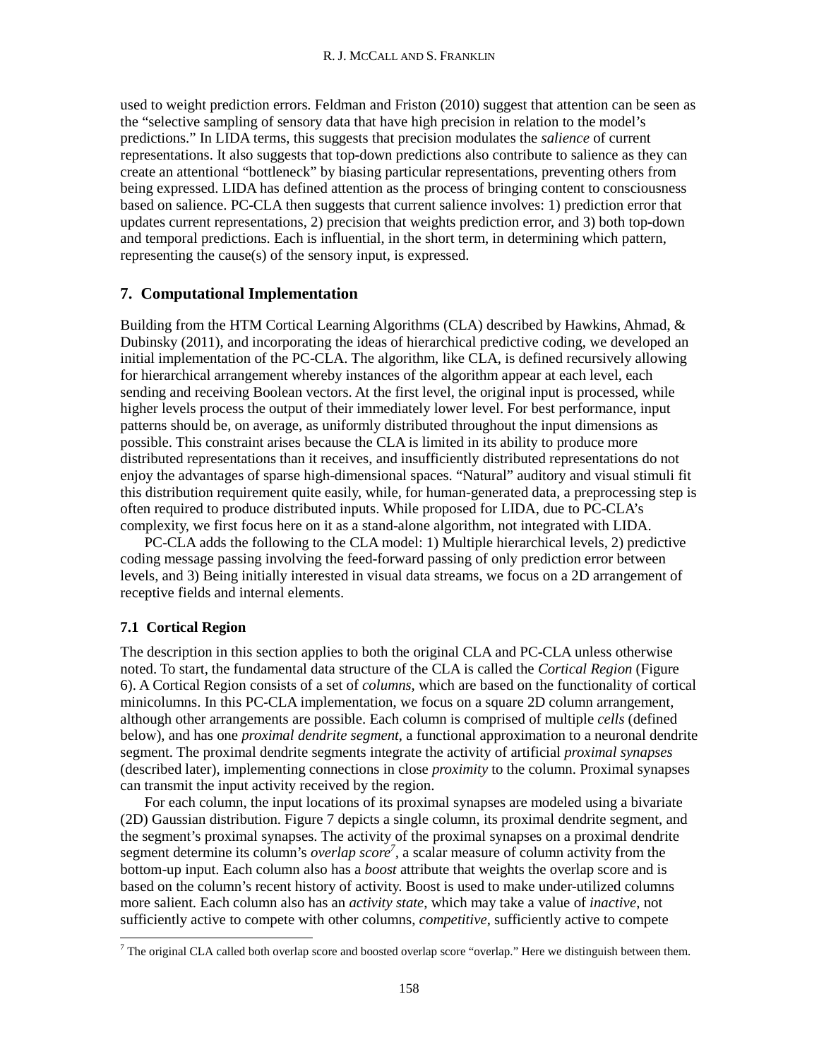used to weight prediction errors. Feldman and Friston (2010) suggest that attention can be seen as the "selective sampling of sensory data that have high precision in relation to the model's predictions." In LIDA terms, this suggests that precision modulates the *salience* of current representations. It also suggests that top-down predictions also contribute to salience as they can create an attentional "bottleneck" by biasing particular representations, preventing others from being expressed. LIDA has defined attention as the process of bringing content to consciousness based on salience. PC-CLA then suggests that current salience involves: 1) prediction error that updates current representations, 2) precision that weights prediction error, and 3) both top-down and temporal predictions. Each is influential, in the short term, in determining which pattern, representing the cause(s) of the sensory input, is expressed.

## 7. Computational Implementation

Building from the HTM Cortical Learning Algorithms (CLA) described by Hawkins, Ahmad, & Dubinsky (2011), and incorporating the ideas of hierarchical predictive coding, we developed an initial implementation of the PC-CLA. The algorithm, like CLA, is defined recursively allowing for hierarchical arrangement whereby instances of the algorithm appear at each level, each sending and receiving Boolean vectors. At the first level, the original input is processed, while higher levels process the output of their immediately lower level. For best performance, input patterns should be, on average, as uniformly distributed throughout the input dimensions as possible. This constraint arises because the CLA is limited in its ability to produce more distributed representations than it receives, and insufficiently distributed representations do not enjoy the advantages of sparse high-dimensional spaces. "Natural" auditory and visual stimuli fit this distribution requirement quite easily, while, for human-generated data, a preprocessing step is often required to produce distributed inputs. While proposed for LIDA, due to PC-CLA's complexity, we first focus here on it as a stand-alone algorithm, not integrated with LIDA.

PC-CLA adds the following to the CLA model: 1) Multiple hierarchical levels, 2) predictive coding message passing involving the feed-forward passing of only prediction error between levels, and 3) Being initially interested in visual data streams, we focus on a 2D arrangement of receptive fields and internal elements.

### 7.1 Cortical Region

The description in this section applies to both the original CLA and PC-CLA unless otherwise noted. To start, the fundamental data structure of the CLA is called the *Cortical Region* (Figure 6). A Cortical Region consists of a set of *columns*, which are based on the functionality of cortical minicolumns. In this PC-CLA implementation, we focus on a square 2D column arrangement, although other arrangements are possible. Each column is comprised of multiple *cells* (defined below), and has one *proximal dendrite segment*, a functional approximation to a neuronal dendrite segment. The proximal dendrite segments integrate the activity of artificial *proximal synapses* (described later), implementing connections in close *proximity* to the column. Proximal synapses can transmit the input activity received by the region.

For each column, the input locations of its proximal synapses are modeled using a bivariate (2D) Gaussian distribution. Figure 7 depicts a single column, its proximal dendrite segment, and the segment's proximal synapses. The activity of the proximal synapses on a proximal dendrite segment determine its column's *overlap score*[7], a scalar measure of column activity from the bottom-up input. Each column also has a *boost* attribute that weights the overlap score and is based on the column's recent history of activity. Boost is used to make under-utilized columns more salient. Each column also has an *activity state*, which may take a value of *inactive*, not sufficiently active to compete with other columns, *competitive*, sufficiently active to compete

[7] The original CLA called both overlap score and boosted overlap score "overlap." Here we distinguish between them.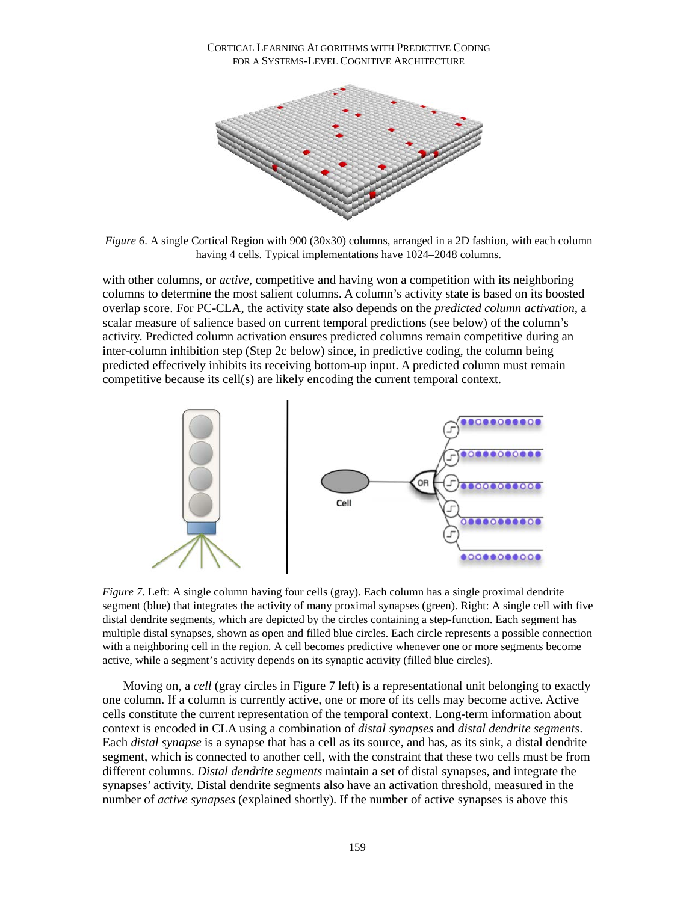*Figure 6*. A single Cortical Region with 900 (30x30) columns, arranged in a 2D fashion, with each column having 4 cells. Typical implementations have 1024–2048 columns.

with other columns, or *active*, competitive and having won a competition with its neighboring columns to determine the most salient columns. A column's activity state is based on its boosted overlap score. For PC-CLA, the activity state also depends on the *predicted column activation*, a scalar measure of salience based on current temporal predictions (see below) of the column's activity. Predicted column activation ensures predicted columns remain competitive during an inter-column inhibition step (Step 2c below) since, in predictive coding, the column being predicted effectively inhibits its receiving bottom-up input. A predicted column must remain competitive because its cell(s) are likely encoding the current temporal context.

*Figure 7*. Left: A single column having four cells (gray). Each column has a single proximal dendrite segment (blue) that integrates the activity of many proximal synapses (green). Right: A single cell with five distal dendrite segments, which are depicted by the circles containing a step-function. Each segment has multiple distal synapses, shown as open and filled blue circles. Each circle represents a possible connection with a neighboring cell in the region. A cell becomes predictive whenever one or more segments become active, while a segment's activity depends on its synaptic activity (filled blue circles).

Moving on, a *cell* (gray circles in Figure 7 left) is a representational unit belonging to exactly one column. If a column is currently active, one or more of its cells may become active. Active cells constitute the current representation of the temporal context. Long-term information about context is encoded in CLA using a combination of *distal synapses* and *distal dendrite segments*. Each *distal synapse* is a synapse that has a cell as its source, and has, as its sink, a distal dendrite segment, which is connected to another cell, with the constraint that these two cells must be from different columns. *Distal dendrite segments* maintain a set of distal synapses, and integrate the synapses' activity. Distal dendrite segments also have an activation threshold, measured in the number of *active synapses* (explained shortly). If the number of active synapses is above this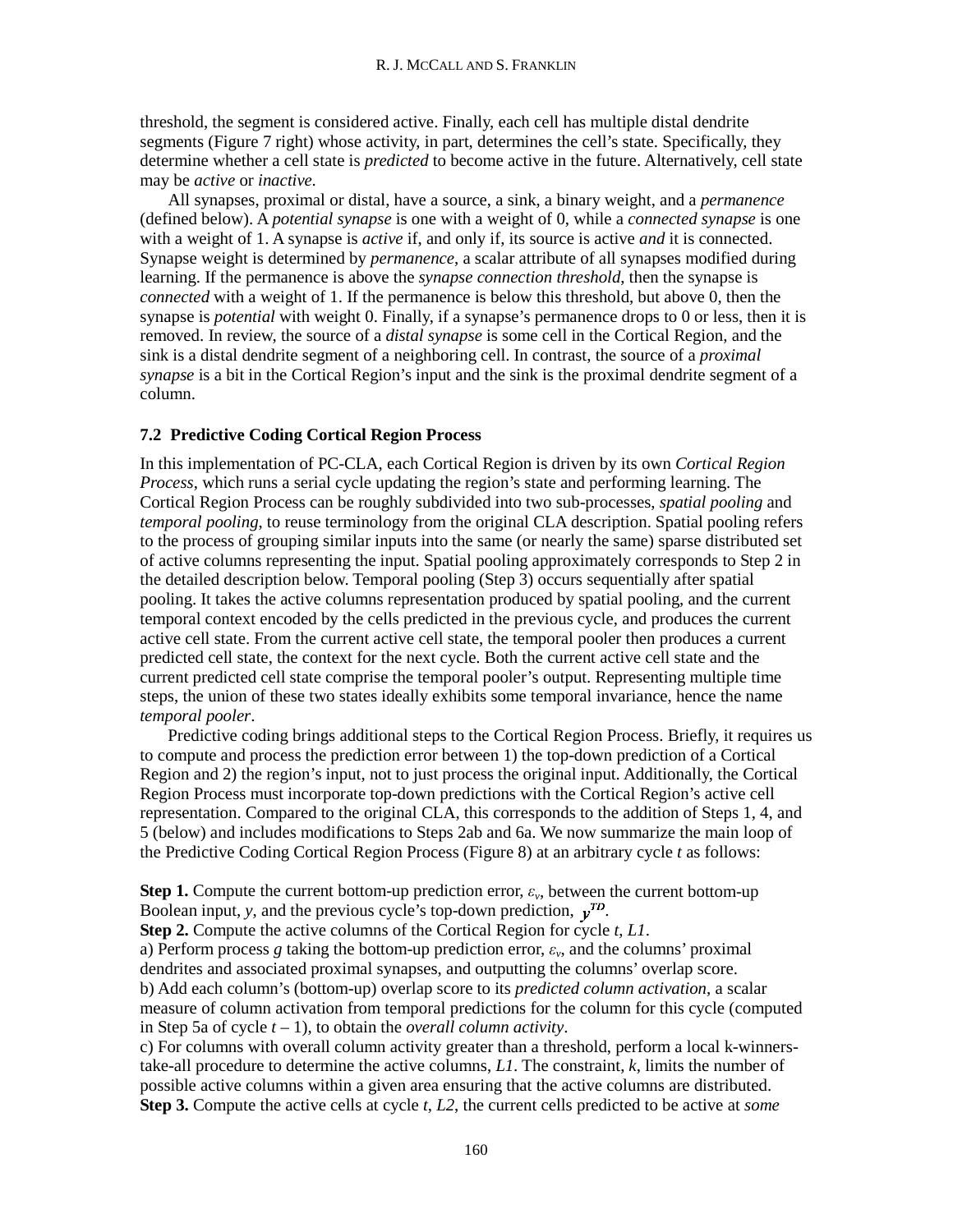threshold, the segment is considered active. Finally, each cell has multiple distal dendrite segments (Figure 7 right) whose activity, in part, determines the cell's state. Specifically, they determine whether a cell state is *predicted* to become active in the future. Alternatively, cell state may be *active* or *inactive*.

All synapses, proximal or distal, have a source, a sink, a binary weight, and a *permanence* (defined below). A *potential synapse* is one with a weight of 0, while a *connected synapse* is one with a weight of 1. A synapse is *active* if, and only if, its source is active *and* it is connected. Synapse weight is determined by *permanence*, a scalar attribute of all synapses modified during learning. If the permanence is above the *synapse connection threshold*, then the synapse is *connected* with a weight of 1. If the permanence is below this threshold, but above 0, then the synapse is *potential* with weight 0. Finally, if a synapse's permanence drops to 0 or less, then it is removed. In review, the source of a *distal synapse* is some cell in the Cortical Region, and the sink is a distal dendrite segment of a neighboring cell. In contrast, the source of a *proximal synapse* is a bit in the Cortical Region's input and the sink is the proximal dendrite segment of a column.

### 7.2 Predictive Coding Cortical Region Process

In this implementation of PC-CLA, each Cortical Region is driven by its own *Cortical Region Process*, which runs a serial cycle updating the region's state and performing learning. The Cortical Region Process can be roughly subdivided into two sub-processes, *spatial pooling* and *temporal pooling*, to reuse terminology from the original CLA description. Spatial pooling refers to the process of grouping similar inputs into the same (or nearly the same) sparse distributed set of active columns representing the input. Spatial pooling approximately corresponds to Step 2 in the detailed description below. Temporal pooling (Step 3) occurs sequentially after spatial pooling. It takes the active columns representation produced by spatial pooling, and the current temporal context encoded by the cells predicted in the previous cycle, and produces the current active cell state. From the current active cell state, the temporal pooler then produces a current predicted cell state, the context for the next cycle. Both the current active cell state and the current predicted cell state comprise the temporal pooler's output. Representing multiple time steps, the union of these two states ideally exhibits some temporal invariance, hence the name *temporal pooler*.

Predictive coding brings additional steps to the Cortical Region Process. Briefly, it requires us to compute and process the prediction error between 1) the top-down prediction of a Cortical Region and 2) the region's input, not to just process the original input. Additionally, the Cortical Region Process must incorporate top-down predictions with the Cortical Region's active cell representation. Compared to the original CLA, this corresponds to the addition of Steps 1, 4, and 5 (below) and includes modifications to Steps 2ab and 6a. We now summarize the main loop of the Predictive Coding Cortical Region Process (Figure 8) at an arbitrary cycle *t* as follows:

**Step 1.** Compute the current bottom-up prediction error, $\varepsilon_v$, between the current bottom-up Boolean input, *y*, and the previous cycle's top-down prediction, $y^{TD}$.

**Step 2.** Compute the active columns of the Cortical Region for cycle *t*, *L1*.

a) Perform process *g* taking the bottom-up prediction error, $\varepsilon_v$, and the columns' proximal dendrites and associated proximal synapses, and outputting the columns' overlap score.

b) Add each column's (bottom-up) overlap score to its *predicted column activation*, a scalar measure of column activation from temporal predictions for the column for this cycle (computed in Step 5a of cycle $t - 1$), to obtain the *overall column activity*.

c) For columns with overall column activity greater than a threshold, perform a local k-winners-take-all procedure to determine the active columns, *L1*. The constraint, *k*, limits the number of possible active columns within a given area ensuring that the active columns are distributed.

**Step 3.** Compute the active cells at cycle *t*, *L2*, the current cells predicted to be active at *some*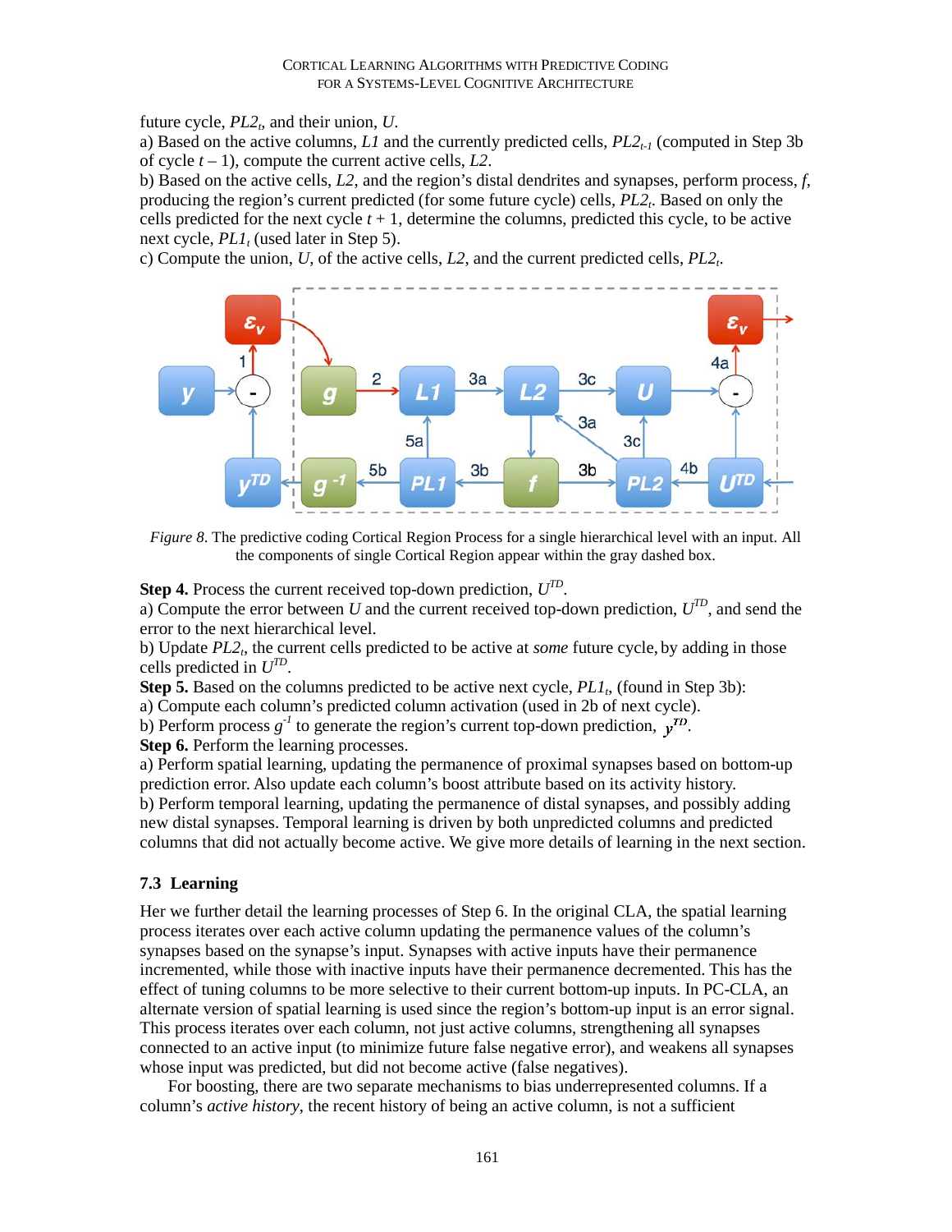future cycle, $PL2_t$, and their union, $U$.

a) Based on the active columns, $L1$ and the currently predicted cells, $PL2_{t-1}$ (computed in Step 3b of cycle $t-1$), compute the current active cells, $L2$.

b) Based on the active cells, $L2$, and the region's distal dendrites and synapses, perform process, $f$, producing the region's current predicted (for some future cycle) cells, $PL2_t$. Based on only the cells predicted for the next cycle $t+1$, determine the columns, predicted this cycle, to be active next cycle, $PL1_t$ (used later in Step 5).

c) Compute the union, $U$, of the active cells, $L2$, and the current predicted cells, $PL2_t$.

*Figure 8*. The predictive coding Cortical Region Process for a single hierarchical level with an input. All the components of single Cortical Region appear within the gray dashed box.

**Step 4.** Process the current received top-down prediction, $U^{TD}$.

a) Compute the error between $U$ and the current received top-down prediction, $U^{TD}$, and send the error to the next hierarchical level.

b) Update $PL2_t$, the current cells predicted to be active at *some* future cycle, by adding in those cells predicted in $U^{TD}$.

**Step 5.** Based on the columns predicted to be active next cycle, $PL1_t$, (found in Step 3b):

a) Compute each column's predicted column activation (used in 2b of next cycle).

b) Perform process $g^{-1}$ to generate the region's current top-down prediction, $y^{TD}$.

**Step 6.** Perform the learning processes.

a) Perform spatial learning, updating the permanence of proximal synapses based on bottom-up prediction error. Also update each column's boost attribute based on its activity history.

b) Perform temporal learning, updating the permanence of distal synapses, and possibly adding new distal synapses. Temporal learning is driven by both unpredicted columns and predicted columns that did not actually become active. We give more details of learning in the next section.

### 7.3 Learning

Her we further detail the learning processes of Step 6. In the original CLA, the spatial learning process iterates over each active column updating the permanence values of the column's synapses based on the synapse's input. Synapses with active inputs have their permanence incremented, while those with inactive inputs have their permanence decremented. This has the effect of tuning columns to be more selective to their current bottom-up inputs. In PC-CLA, an alternate version of spatial learning is used since the region's bottom-up input is an error signal. This process iterates over each column, not just active columns, strengthening all synapses connected to an active input (to minimize future false negative error), and weakens all synapses whose input was predicted, but did not become active (false negatives).

For boosting, there are two separate mechanisms to bias underrepresented columns. If a column's *active history*, the recent history of being an active column, is not a sufficient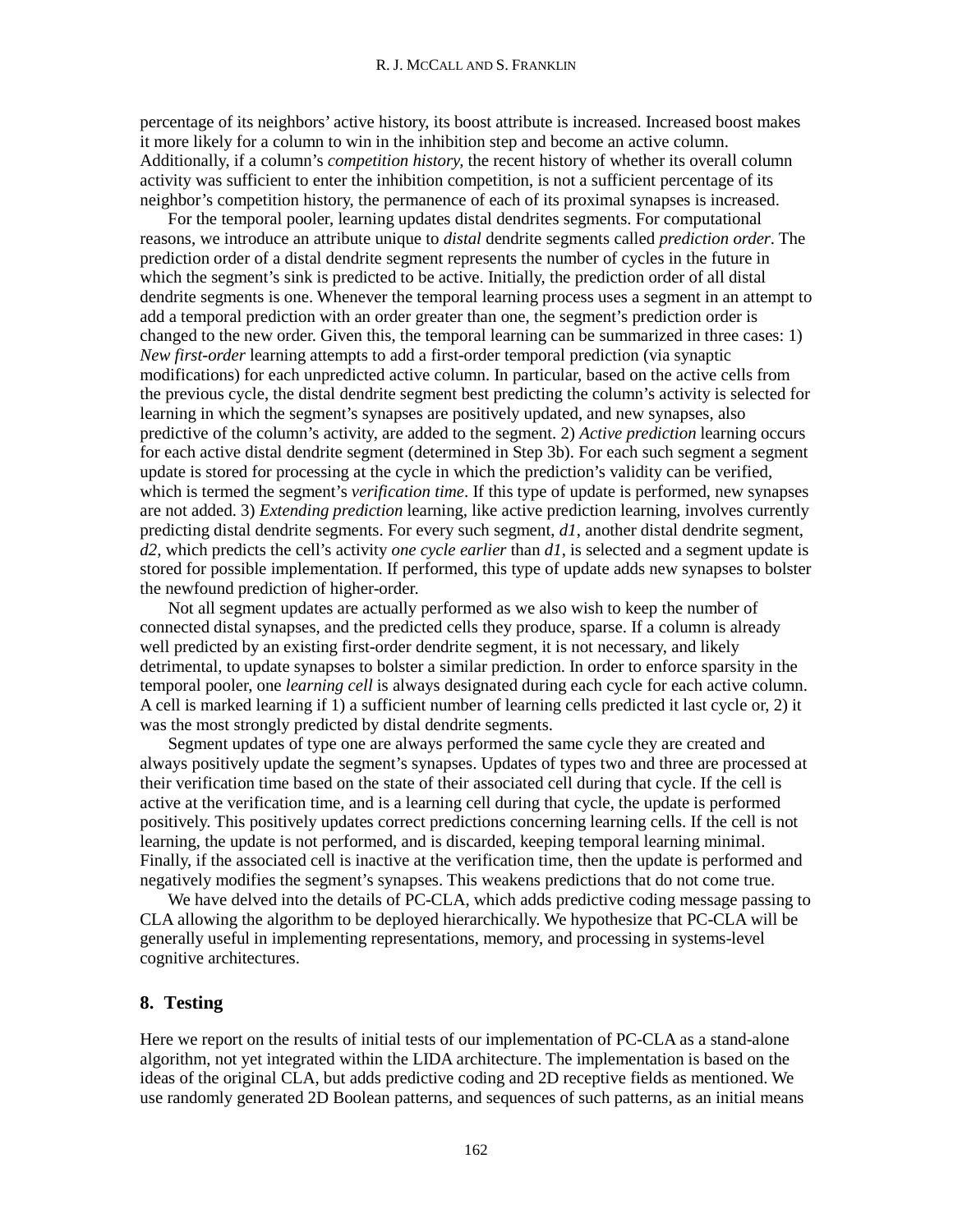percentage of its neighbors' active history, its boost attribute is increased. Increased boost makes it more likely for a column to win in the inhibition step and become an active column. Additionally, if a column's *competition history*, the recent history of whether its overall column activity was sufficient to enter the inhibition competition, is not a sufficient percentage of its neighbor's competition history, the permanence of each of its proximal synapses is increased.

For the temporal pooler, learning updates distal dendrites segments. For computational reasons, we introduce an attribute unique to *distal* dendrite segments called *prediction order*. The prediction order of a distal dendrite segment represents the number of cycles in the future in which the segment's sink is predicted to be active. Initially, the prediction order of all distal dendrite segments is one. Whenever the temporal learning process uses a segment in an attempt to add a temporal prediction with an order greater than one, the segment's prediction order is changed to the new order. Given this, the temporal learning can be summarized in three cases: 1) *New first-order* learning attempts to add a first-order temporal prediction (via synaptic modifications) for each unpredicted active column. In particular, based on the active cells from the previous cycle, the distal dendrite segment best predicting the column's activity is selected for learning in which the segment's synapses are positively updated, and new synapses, also predictive of the column's activity, are added to the segment. 2) *Active prediction* learning occurs for each active distal dendrite segment (determined in Step 3b). For each such segment a segment update is stored for processing at the cycle in which the prediction's validity can be verified, which is termed the segment's *verification time*. If this type of update is performed, new synapses are not added. 3) *Extending prediction* learning, like active prediction learning, involves currently predicting distal dendrite segments. For every such segment, *d1*, another distal dendrite segment, *d2*, which predicts the cell's activity *one cycle earlier* than *d1*, is selected and a segment update is stored for possible implementation. If performed, this type of update adds new synapses to bolster the newfound prediction of higher-order.

Not all segment updates are actually performed as we also wish to keep the number of connected distal synapses, and the predicted cells they produce, sparse. If a column is already well predicted by an existing first-order dendrite segment, it is not necessary, and likely detrimental, to update synapses to bolster a similar prediction. In order to enforce sparsity in the temporal pooler, one *learning cell* is always designated during each cycle for each active column. A cell is marked learning if 1) a sufficient number of learning cells predicted it last cycle or, 2) it was the most strongly predicted by distal dendrite segments.

Segment updates of type one are always performed the same cycle they are created and always positively update the segment's synapses. Updates of types two and three are processed at their verification time based on the state of their associated cell during that cycle. If the cell is active at the verification time, and is a learning cell during that cycle, the update is performed positively. This positively updates correct predictions concerning learning cells. If the cell is not learning, the update is not performed, and is discarded, keeping temporal learning minimal. Finally, if the associated cell is inactive at the verification time, then the update is performed and negatively modifies the segment's synapses. This weakens predictions that do not come true.

We have delved into the details of PC-CLA, which adds predictive coding message passing to CLA allowing the algorithm to be deployed hierarchically. We hypothesize that PC-CLA will be generally useful in implementing representations, memory, and processing in systems-level cognitive architectures.

## 8. Testing

Here we report on the results of initial tests of our implementation of PC-CLA as a stand-alone algorithm, not yet integrated within the LIDA architecture. The implementation is based on the ideas of the original CLA, but adds predictive coding and 2D receptive fields as mentioned. We use randomly generated 2D Boolean patterns, and sequences of such patterns, as an initial means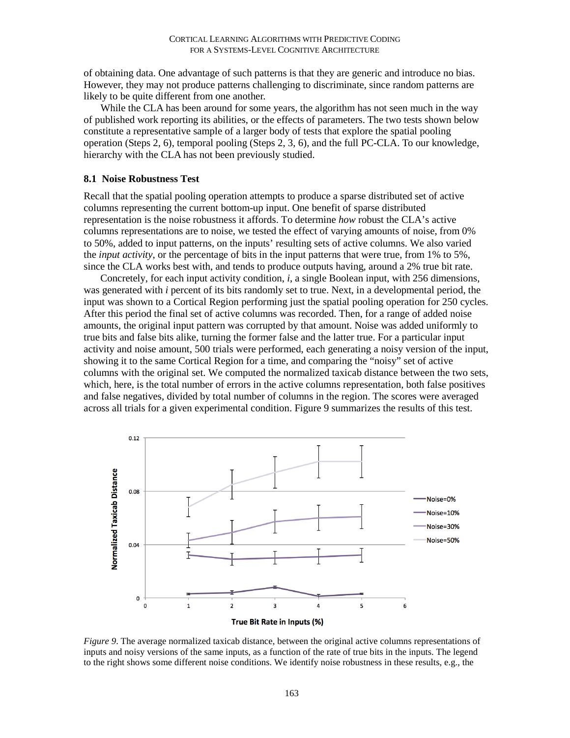of obtaining data. One advantage of such patterns is that they are generic and introduce no bias. However, they may not produce patterns challenging to discriminate, since random patterns are likely to be quite different from one another.

While the CLA has been around for some years, the algorithm has not seen much in the way of published work reporting its abilities, or the effects of parameters. The two tests shown below constitute a representative sample of a larger body of tests that explore the spatial pooling operation (Steps 2, 6), temporal pooling (Steps 2, 3, 6), and the full PC-CLA. To our knowledge, hierarchy with the CLA has not been previously studied.

### 8.1 Noise Robustness Test

Recall that the spatial pooling operation attempts to produce a sparse distributed set of active columns representing the current bottom-up input. One benefit of sparse distributed representation is the noise robustness it affords. To determine *how* robust the CLA's active columns representations are to noise, we tested the effect of varying amounts of noise, from 0% to 50%, added to input patterns, on the inputs' resulting sets of active columns. We also varied the *input activity*, or the percentage of bits in the input patterns that were true, from 1% to 5%, since the CLA works best with, and tends to produce outputs having, around a 2% true bit rate.

Concretely, for each input activity condition, *i*, a single Boolean input, with 256 dimensions, was generated with *i* percent of its bits randomly set to true. Next, in a developmental period, the input was shown to a Cortical Region performing just the spatial pooling operation for 250 cycles. After this period the final set of active columns was recorded. Then, for a range of added noise amounts, the original input pattern was corrupted by that amount. Noise was added uniformly to true bits and false bits alike, turning the former false and the latter true. For a particular input activity and noise amount, 500 trials were performed, each generating a noisy version of the input, showing it to the same Cortical Region for a time, and comparing the "noisy" set of active columns with the original set. We computed the normalized taxicab distance between the two sets, which, here, is the total number of errors in the active columns representation, both false positives and false negatives, divided by total number of columns in the region. The scores were averaged across all trials for a given experimental condition. Figure 9 summarizes the results of this test.

*Figure 9*. The average normalized taxicab distance, between the original active columns representations of inputs and noisy versions of the same inputs, as a function of the rate of true bits in the inputs. The legend to the right shows some different noise conditions. We identify noise robustness in these results, e.g., the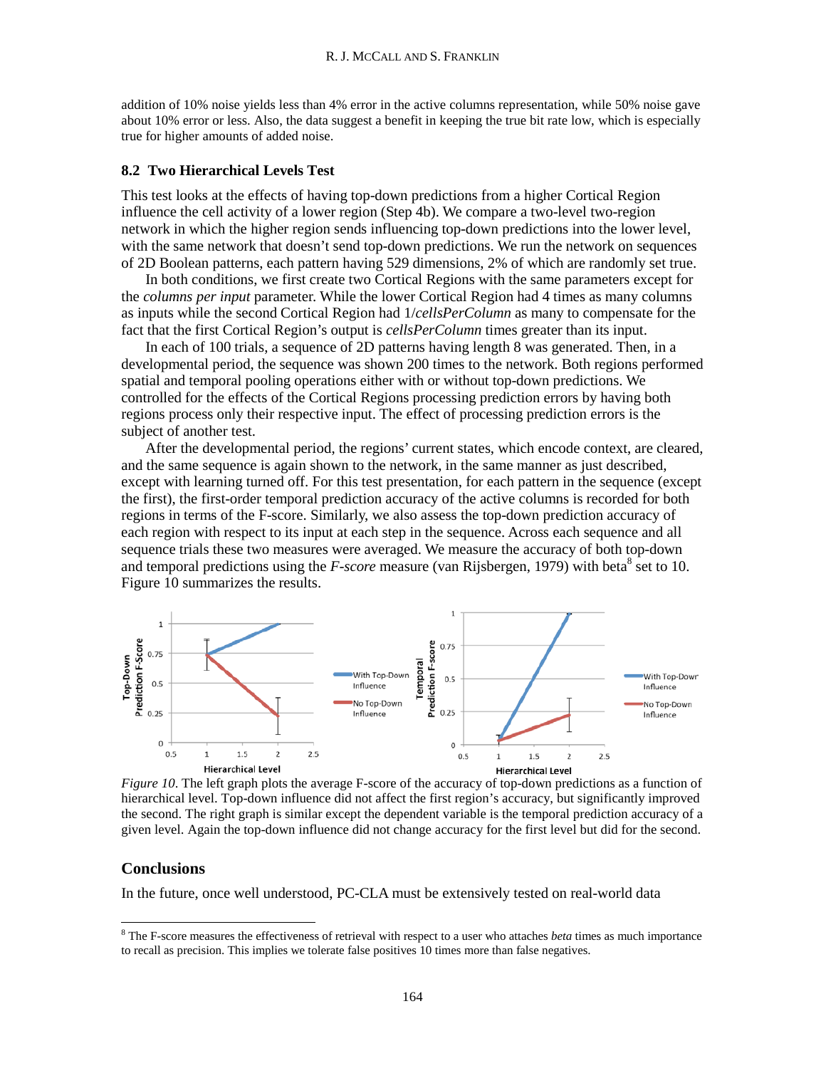addition of 10% noise yields less than 4% error in the active columns representation, while 50% noise gave about 10% error or less. Also, the data suggest a benefit in keeping the true bit rate low, which is especially true for higher amounts of added noise.

### 8.2 Two Hierarchical Levels Test

This test looks at the effects of having top-down predictions from a higher Cortical Region influence the cell activity of a lower region (Step 4b). We compare a two-level two-region network in which the higher region sends influencing top-down predictions into the lower level, with the same network that doesn't send top-down predictions. We run the network on sequences of 2D Boolean patterns, each pattern having 529 dimensions, 2% of which are randomly set true.

In both conditions, we first create two Cortical Regions with the same parameters except for the *columns per input* parameter. While the lower Cortical Region had 4 times as many columns as inputs while the second Cortical Region had 1/*cellsPerColumn* as many to compensate for the fact that the first Cortical Region's output is *cellsPerColumn* times greater than its input.

In each of 100 trials, a sequence of 2D patterns having length 8 was generated. Then, in a developmental period, the sequence was shown 200 times to the network. Both regions performed spatial and temporal pooling operations either with or without top-down predictions. We controlled for the effects of the Cortical Regions processing prediction errors by having both regions process only their respective input. The effect of processing prediction errors is the subject of another test.

After the developmental period, the regions' current states, which encode context, are cleared, and the same sequence is again shown to the network, in the same manner as just described, except with learning turned off. For this test presentation, for each pattern in the sequence (except the first), the first-order temporal prediction accuracy of the active columns is recorded for both regions in terms of the F-score. Similarly, we also assess the top-down prediction accuracy of each region with respect to its input at each step in the sequence. Across each sequence and all sequence trials these two measures were averaged. We measure the accuracy of both top-down and temporal predictions using the *F-score* measure (van Rijsbergen, 1979) with beta[8] set to 10. Figure 10 summarizes the results.

*Figure 10*. The left graph plots the average F-score of the accuracy of top-down predictions as a function of hierarchical level. Top-down influence did not affect the first region's accuracy, but significantly improved the second. The right graph is similar except the dependent variable is the temporal prediction accuracy of a given level. Again the top-down influence did not change accuracy for the first level but did for the second.

## Conclusions

In the future, once well understood, PC-CLA must be extensively tested on real-world data

[8] The F-score measures the effectiveness of retrieval with respect to a user who attaches *beta* times as much importance to recall as precision. This implies we tolerate false positives 10 times more than false negatives.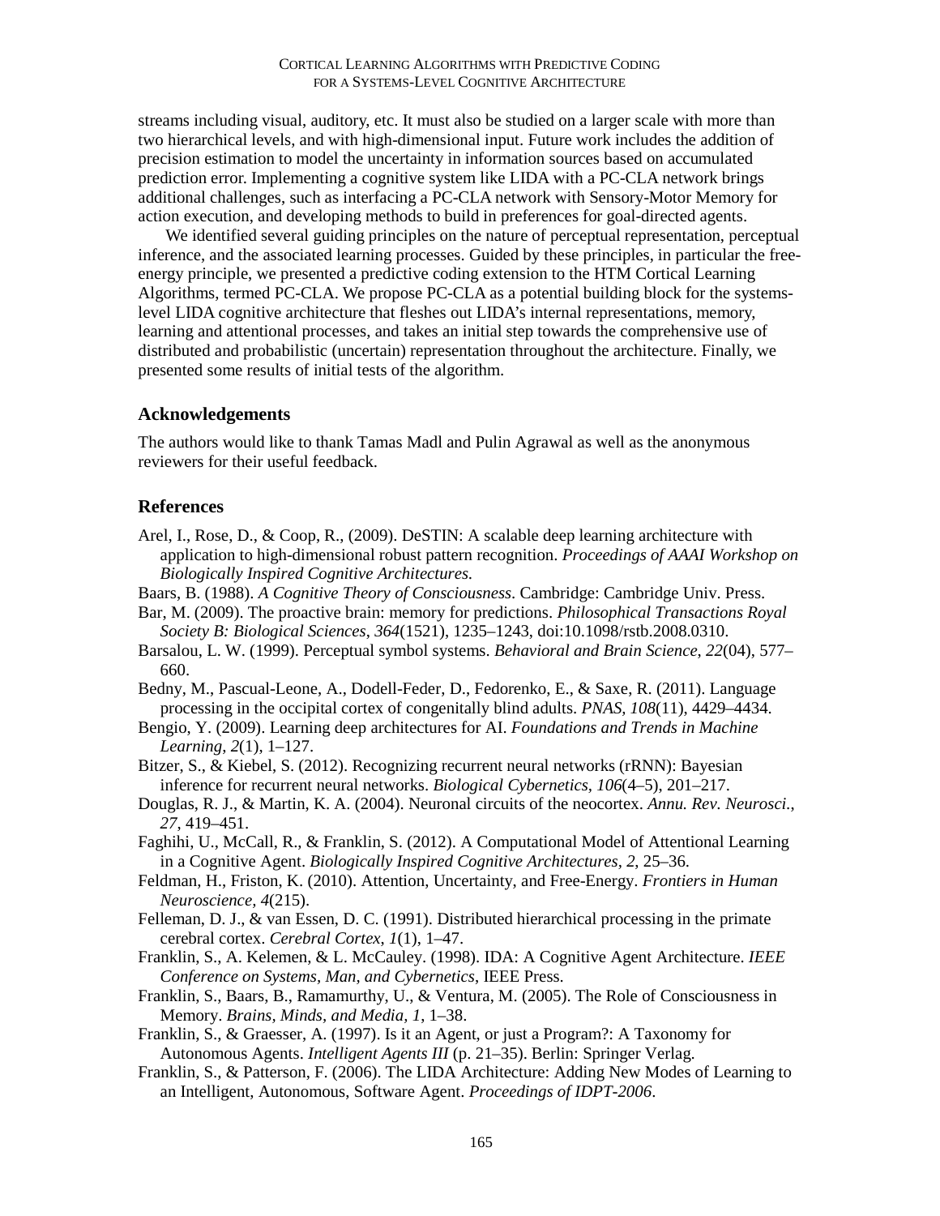streams including visual, auditory, etc. It must also be studied on a larger scale with more than two hierarchical levels, and with high-dimensional input. Future work includes the addition of precision estimation to model the uncertainty in information sources based on accumulated prediction error. Implementing a cognitive system like LIDA with a PC-CLA network brings additional challenges, such as interfacing a PC-CLA network with Sensory-Motor Memory for action execution, and developing methods to build in preferences for goal-directed agents.

We identified several guiding principles on the nature of perceptual representation, perceptual inference, and the associated learning processes. Guided by these principles, in particular the free-energy principle, we presented a predictive coding extension to the HTM Cortical Learning Algorithms, termed PC-CLA. We propose PC-CLA as a potential building block for the systems-level LIDA cognitive architecture that fleshes out LIDA's internal representations, memory, learning and attentional processes, and takes an initial step towards the comprehensive use of distributed and probabilistic (uncertain) representation throughout the architecture. Finally, we presented some results of initial tests of the algorithm.

## Acknowledgements

The authors would like to thank Tamas Madl and Pulin Agrawal as well as the anonymous reviewers for their useful feedback.

## References

Arel, I., Rose, D., & Coop, R., (2009). DeSTIN: A scalable deep learning architecture with application to high-dimensional robust pattern recognition. *Proceedings of AAAI Workshop on Biologically Inspired Cognitive Architectures.*

Baars, B. (1988). *A Cognitive Theory of Consciousness*. Cambridge: Cambridge Univ. Press.

Bar, M. (2009). The proactive brain: memory for predictions. *Philosophical Transactions Royal Society B: Biological Sciences*, *364*(1521), 1235–1243, doi:10.1098/rstb.2008.0310.

Barsalou, L. W. (1999). Perceptual symbol systems. *Behavioral and Brain Science*, *22*(04), 577–660.

Bedny, M., Pascual-Leone, A., Dodell-Feder, D., Fedorenko, E., & Saxe, R. (2011). Language processing in the occipital cortex of congenitally blind adults. *PNAS*, *108*(11), 4429–4434.

Bengio, Y. (2009). Learning deep architectures for AI. *Foundations and Trends in Machine Learning*, *2*(1), 1–127.

Bitzer, S., & Kiebel, S. (2012). Recognizing recurrent neural networks (rRNN): Bayesian inference for recurrent neural networks. *Biological Cybernetics*, *106*(4–5), 201–217.

Douglas, R. J., & Martin, K. A. (2004). Neuronal circuits of the neocortex. *Annu. Rev. Neurosci.*, *27*, 419–451.

Faghihi, U., McCall, R., & Franklin, S. (2012). A Computational Model of Attentional Learning in a Cognitive Agent. *Biologically Inspired Cognitive Architectures*, *2*, 25–36.

Feldman, H., Friston, K. (2010). Attention, Uncertainty, and Free-Energy. *Frontiers in Human Neuroscience*, *4*(215).

Felleman, D. J., & van Essen, D. C. (1991). Distributed hierarchical processing in the primate cerebral cortex. *Cerebral Cortex*, *1*(1), 1–47.

Franklin, S., A. Kelemen, & L. McCauley. (1998). IDA: A Cognitive Agent Architecture. *IEEE Conference on Systems, Man, and Cybernetics*, IEEE Press.

Franklin, S., Baars, B., Ramamurthy, U., & Ventura, M. (2005). The Role of Consciousness in Memory. *Brains, Minds, and Media*, *1*, 1–38.

Franklin, S., & Graesser, A. (1997). Is it an Agent, or just a Program?: A Taxonomy for Autonomous Agents. *Intelligent Agents III* (p. 21–35). Berlin: Springer Verlag.

Franklin, S., & Patterson, F. (2006). The LIDA Architecture: Adding New Modes of Learning to an Intelligent, Autonomous, Software Agent. *Proceedings of IDPT-2006*.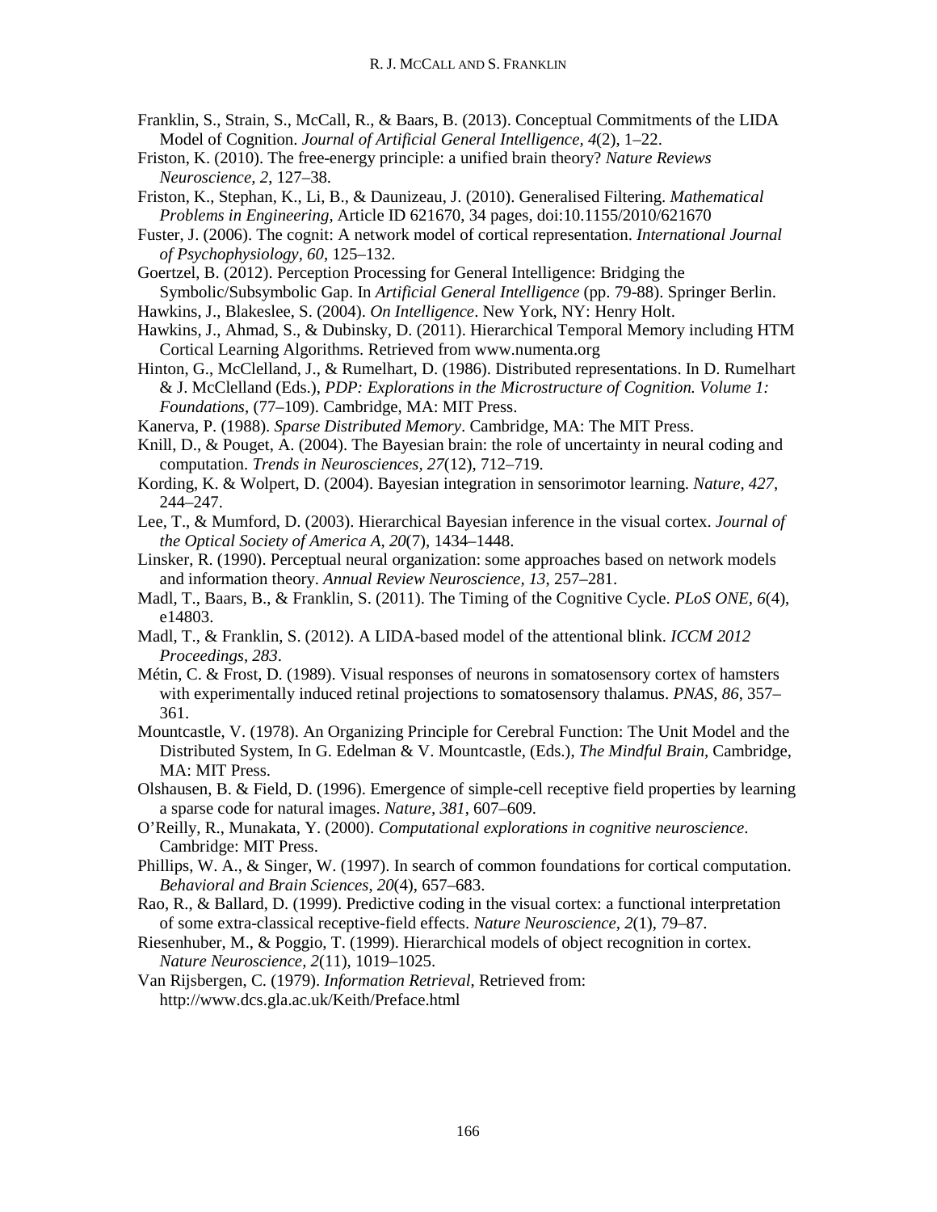Franklin, S., Strain, S., McCall, R., & Baars, B. (2013). Conceptual Commitments of the LIDA Model of Cognition. *Journal of Artificial General Intelligence, 4*(2), 1–22.

Friston, K. (2010). The free-energy principle: a unified brain theory? *Nature Reviews Neuroscience, 2*, 127–38.

Friston, K., Stephan, K., Li, B., & Daunizeau, J. (2010). Generalised Filtering. *Mathematical Problems in Engineering*, Article ID 621670, 34 pages, doi:10.1155/2010/621670

Fuster, J. (2006). The cognit: A network model of cortical representation. *International Journal of Psychophysiology, 60*, 125–132.

Goertzel, B. (2012). Perception Processing for General Intelligence: Bridging the Symbolic/Subsymbolic Gap. In *Artificial General Intelligence* (pp. 79-88). Springer Berlin.

Hawkins, J., Blakeslee, S. (2004). *On Intelligence*. New York, NY: Henry Holt.

Hawkins, J., Ahmad, S., & Dubinsky, D. (2011). Hierarchical Temporal Memory including HTM Cortical Learning Algorithms. Retrieved from www.numenta.org

Hinton, G., McClelland, J., & Rumelhart, D. (1986). Distributed representations. In D. Rumelhart & J. McClelland (Eds.), *PDP: Explorations in the Microstructure of Cognition. Volume 1: Foundations*, (77–109). Cambridge, MA: MIT Press.

Kanerva, P. (1988). *Sparse Distributed Memory*. Cambridge, MA: The MIT Press.

Knill, D., & Pouget, A. (2004). The Bayesian brain: the role of uncertainty in neural coding and computation. *Trends in Neurosciences, 27*(12), 712–719.

Kording, K. & Wolpert, D. (2004). Bayesian integration in sensorimotor learning. *Nature, 427*, 244–247.

Lee, T., & Mumford, D. (2003). Hierarchical Bayesian inference in the visual cortex. *Journal of the Optical Society of America A, 20*(7), 1434–1448.

Linsker, R. (1990). Perceptual neural organization: some approaches based on network models and information theory. *Annual Review Neuroscience, 13*, 257–281.

Madl, T., Baars, B., & Franklin, S. (2011). The Timing of the Cognitive Cycle. *PLoS ONE, 6*(4), e14803.

Madl, T., & Franklin, S. (2012). A LIDA-based model of the attentional blink. *ICCM 2012 Proceedings*, *283*.

Métin, C. & Frost, D. (1989). Visual responses of neurons in somatosensory cortex of hamsters with experimentally induced retinal projections to somatosensory thalamus. *PNAS, 86*, 357–361.

Mountcastle, V. (1978). An Organizing Principle for Cerebral Function: The Unit Model and the Distributed System, In G. Edelman & V. Mountcastle, (Eds.), *The Mindful Brain*, Cambridge, MA: MIT Press.

Olshausen, B. & Field, D. (1996). Emergence of simple-cell receptive field properties by learning a sparse code for natural images. *Nature, 381*, 607–609.

O'Reilly, R., Munakata, Y. (2000). *Computational explorations in cognitive neuroscience*. Cambridge: MIT Press.

Phillips, W. A., & Singer, W. (1997). In search of common foundations for cortical computation. *Behavioral and Brain Sciences, 20*(4), 657–683.

Rao, R., & Ballard, D. (1999). Predictive coding in the visual cortex: a functional interpretation of some extra-classical receptive-field effects. *Nature Neuroscience, 2*(1), 79–87.

Riesenhuber, M., & Poggio, T. (1999). Hierarchical models of object recognition in cortex. *Nature Neuroscience, 2*(11), 1019–1025.

Van Rijsbergen, C. (1979). *Information Retrieval*, Retrieved from: http://www.dcs.gla.ac.uk/Keith/Preface.html